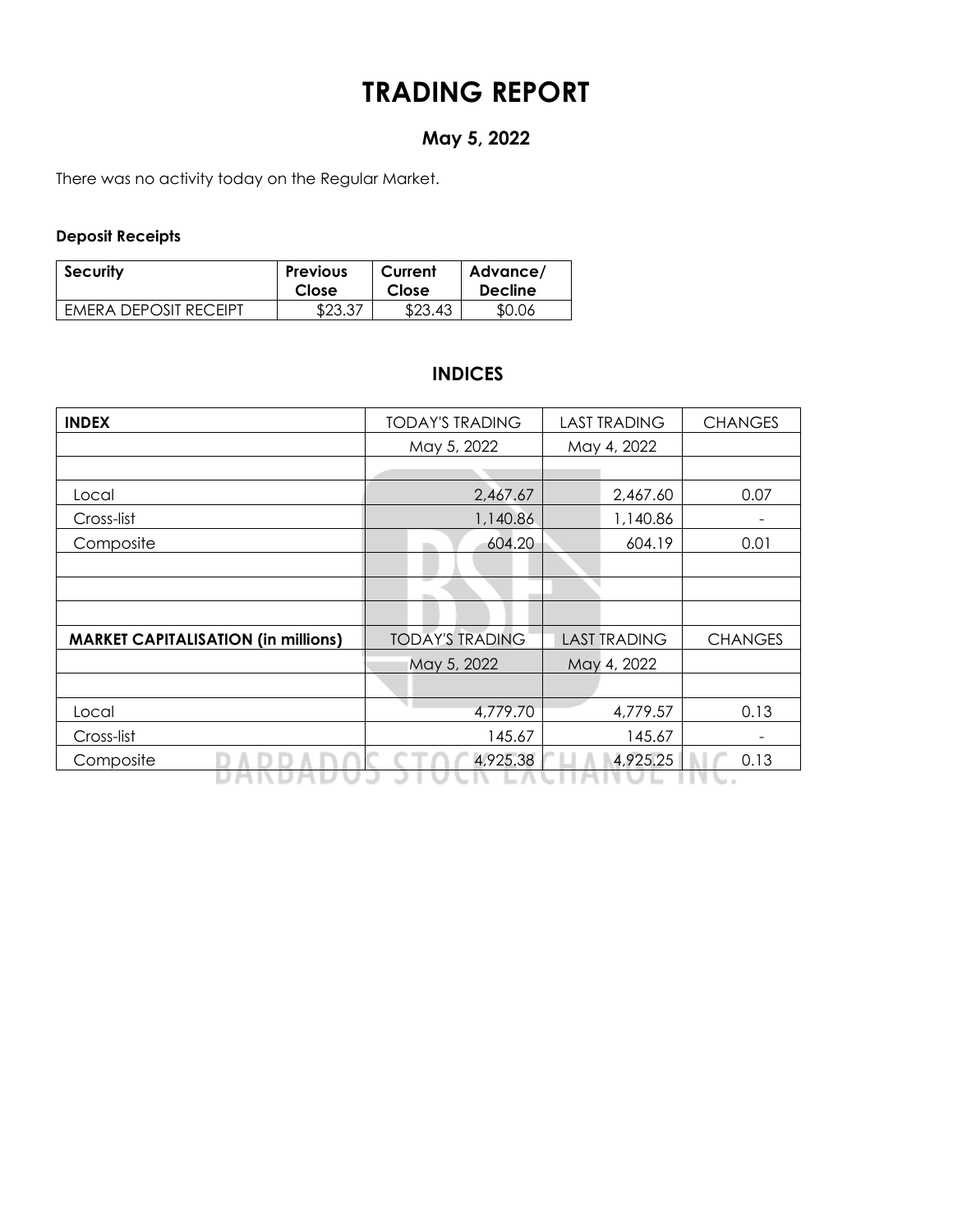# TRADING REPORT

## May 5, 2022

There was no activity today on the Regular Market.

### Deposit Receipts

| Security | Previous Close | Current Close | Advance/ Decline |
|---|---|---|---|
| EMERA DEPOSIT RECEIPT | $23.37 | $23.43 | $0.06 |

## INDICES

| INDEX | TODAY'S TRADING | LAST TRADING | CHANGES |
|---|---|---|---|
| | May 5, 2022 | May 4, 2022 | |
| | | | |
| Local | 2,467.67 | 2,467.60 | 0.07 |
| Cross-list | 1,140.86 | 1,140.86 | - |
| Composite | 604.20 | 604.19 | 0.01 |
| | | | |
| | | | |
| | | | |
| **MARKET CAPITALISATION (in millions)** | TODAY'S TRADING | LAST TRADING | CHANGES |
| | May 5, 2022 | May 4, 2022 | |
| | | | |
| Local | 4,779.70 | 4,779.57 | 0.13 |
| Cross-list | 145.67 | 145.67 | - |
| Composite | 4,925.38 | 4,925.25 | 0.13 |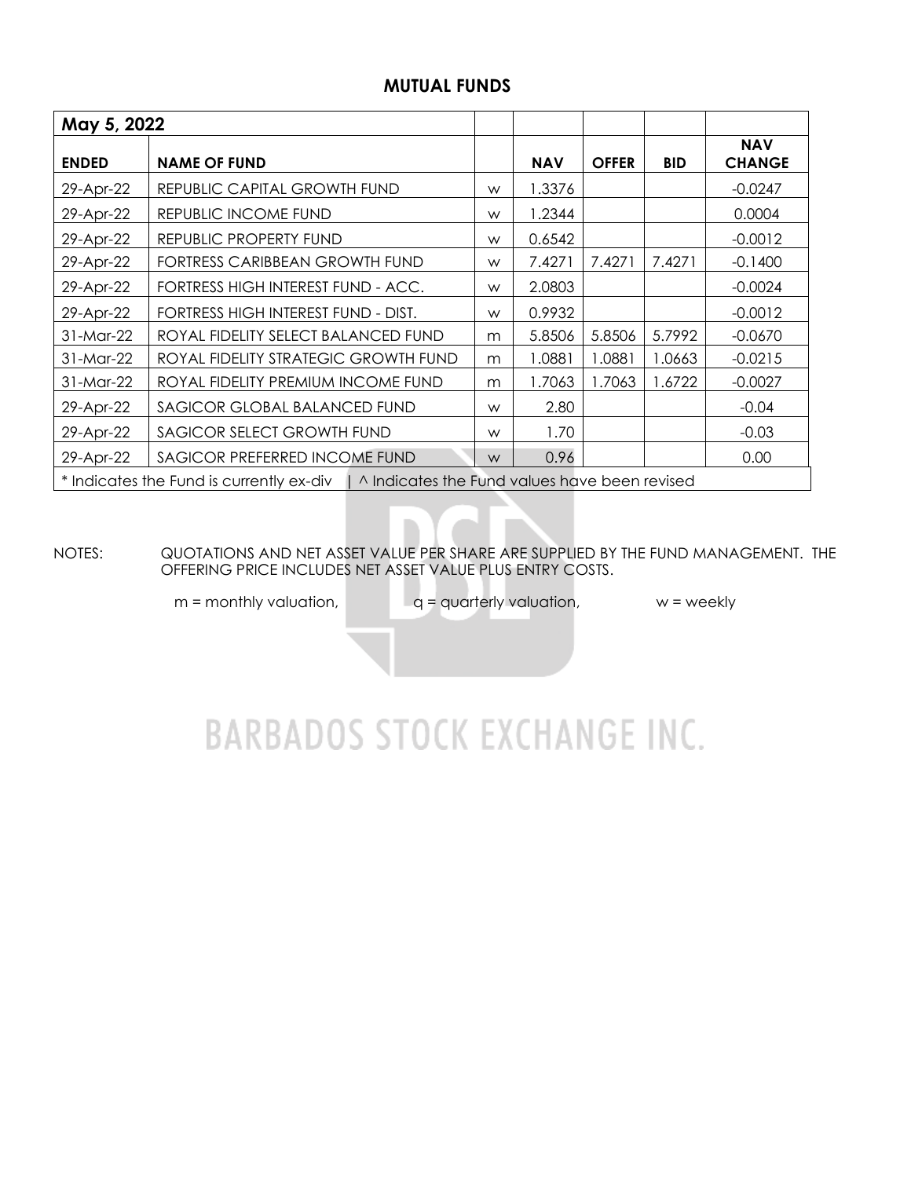## MUTUAL FUNDS

| May 5, 2022 | | | | | | |
|---|---|---|---|---|---|---|
| **ENDED** | **NAME OF FUND** | | **NAV** | **OFFER** | **BID** | **NAV CHANGE** |
| 29-Apr-22 | REPUBLIC CAPITAL GROWTH FUND | w | 1.3376 | | | -0.0247 |
| 29-Apr-22 | REPUBLIC INCOME FUND | w | 1.2344 | | | 0.0004 |
| 29-Apr-22 | REPUBLIC PROPERTY FUND | w | 0.6542 | | | -0.0012 |
| 29-Apr-22 | FORTRESS CARIBBEAN GROWTH FUND | w | 7.4271 | 7.4271 | 7.4271 | -0.1400 |
| 29-Apr-22 | FORTRESS HIGH INTEREST FUND - ACC. | w | 2.0803 | | | -0.0024 |
| 29-Apr-22 | FORTRESS HIGH INTEREST FUND - DIST. | w | 0.9932 | | | -0.0012 |
| 31-Mar-22 | ROYAL FIDELITY SELECT BALANCED FUND | m | 5.8506 | 5.8506 | 5.7992 | -0.0670 |
| 31-Mar-22 | ROYAL FIDELITY STRATEGIC GROWTH FUND | m | 1.0881 | 1.0881 | 1.0663 | -0.0215 |
| 31-Mar-22 | ROYAL FIDELITY PREMIUM INCOME FUND | m | 1.7063 | 1.7063 | 1.6722 | -0.0027 |
| 29-Apr-22 | SAGICOR GLOBAL BALANCED FUND | w | 2.80 | | | -0.04 |
| 29-Apr-22 | SAGICOR SELECT GROWTH FUND | w | 1.70 | | | -0.03 |
| 29-Apr-22 | SAGICOR PREFERRED INCOME FUND | w | 0.96 | | | 0.00 |

* Indicates the Fund is currently ex-div | ^ Indicates the Fund values have been revised

NOTES: QUOTATIONS AND NET ASSET VALUE PER SHARE ARE SUPPLIED BY THE FUND MANAGEMENT. THE OFFERING PRICE INCLUDES NET ASSET VALUE PLUS ENTRY COSTS.

m = monthly valuation, q = quarterly valuation, w = weekly

BARBADOS STOCK EXCHANGE INC.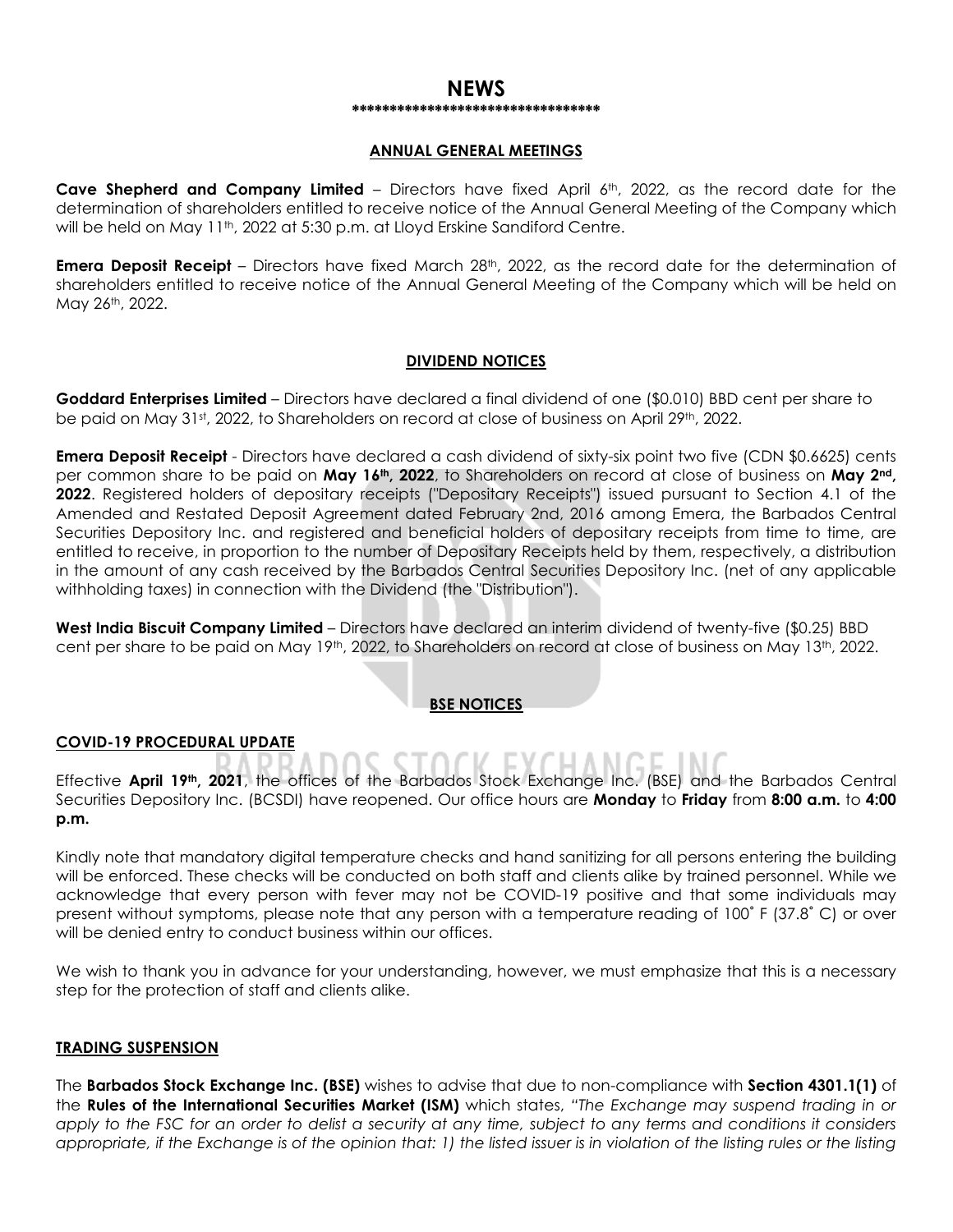# NEWS

**********************************

## ANNUAL GENERAL MEETINGS

**Cave Shepherd and Company Limited** – Directors have fixed April 6th, 2022, as the record date for the determination of shareholders entitled to receive notice of the Annual General Meeting of the Company which will be held on May 11th, 2022 at 5:30 p.m. at Lloyd Erskine Sandiford Centre.

**Emera Deposit Receipt** – Directors have fixed March 28th, 2022, as the record date for the determination of shareholders entitled to receive notice of the Annual General Meeting of the Company which will be held on May 26th, 2022.

## DIVIDEND NOTICES

**Goddard Enterprises Limited** – Directors have declared a final dividend of one ($0.010) BBD cent per share to be paid on May 31st, 2022, to Shareholders on record at close of business on April 29th, 2022.

**Emera Deposit Receipt** - Directors have declared a cash dividend of sixty-six point two five (CDN $0.6625) cents per common share to be paid on **May 16th, 2022**, to Shareholders on record at close of business on **May 2nd, 2022**. Registered holders of depositary receipts ("Depositary Receipts") issued pursuant to Section 4.1 of the Amended and Restated Deposit Agreement dated February 2nd, 2016 among Emera, the Barbados Central Securities Depository Inc. and registered and beneficial holders of depositary receipts from time to time, are entitled to receive, in proportion to the number of Depositary Receipts held by them, respectively, a distribution in the amount of any cash received by the Barbados Central Securities Depository Inc. (net of any applicable withholding taxes) in connection with the Dividend (the "Distribution").

**West India Biscuit Company Limited** – Directors have declared an interim dividend of twenty-five ($0.25) BBD cent per share to be paid on May 19th, 2022, to Shareholders on record at close of business on May 13th, 2022.

## BSE NOTICES

### COVID-19 PROCEDURAL UPDATE

Effective **April 19th, 2021**, the offices of the Barbados Stock Exchange Inc. (BSE) and the Barbados Central Securities Depository Inc. (BCSDI) have reopened. Our office hours are **Monday** to **Friday** from **8:00 a.m.** to **4:00 p.m.**

Kindly note that mandatory digital temperature checks and hand sanitizing for all persons entering the building will be enforced. These checks will be conducted on both staff and clients alike by trained personnel. While we acknowledge that every person with fever may not be COVID-19 positive and that some individuals may present without symptoms, please note that any person with a temperature reading of 100˚ F (37.8˚ C) or over will be denied entry to conduct business within our offices.

We wish to thank you in advance for your understanding, however, we must emphasize that this is a necessary step for the protection of staff and clients alike.

### TRADING SUSPENSION

The **Barbados Stock Exchange Inc. (BSE)** wishes to advise that due to non-compliance with **Section 4301.1(1)** of the **Rules of the International Securities Market (ISM)** which states, *"The Exchange may suspend trading in or apply to the FSC for an order to delist a security at any time, subject to any terms and conditions it considers appropriate, if the Exchange is of the opinion that: 1) the listed issuer is in violation of the listing rules or the listing*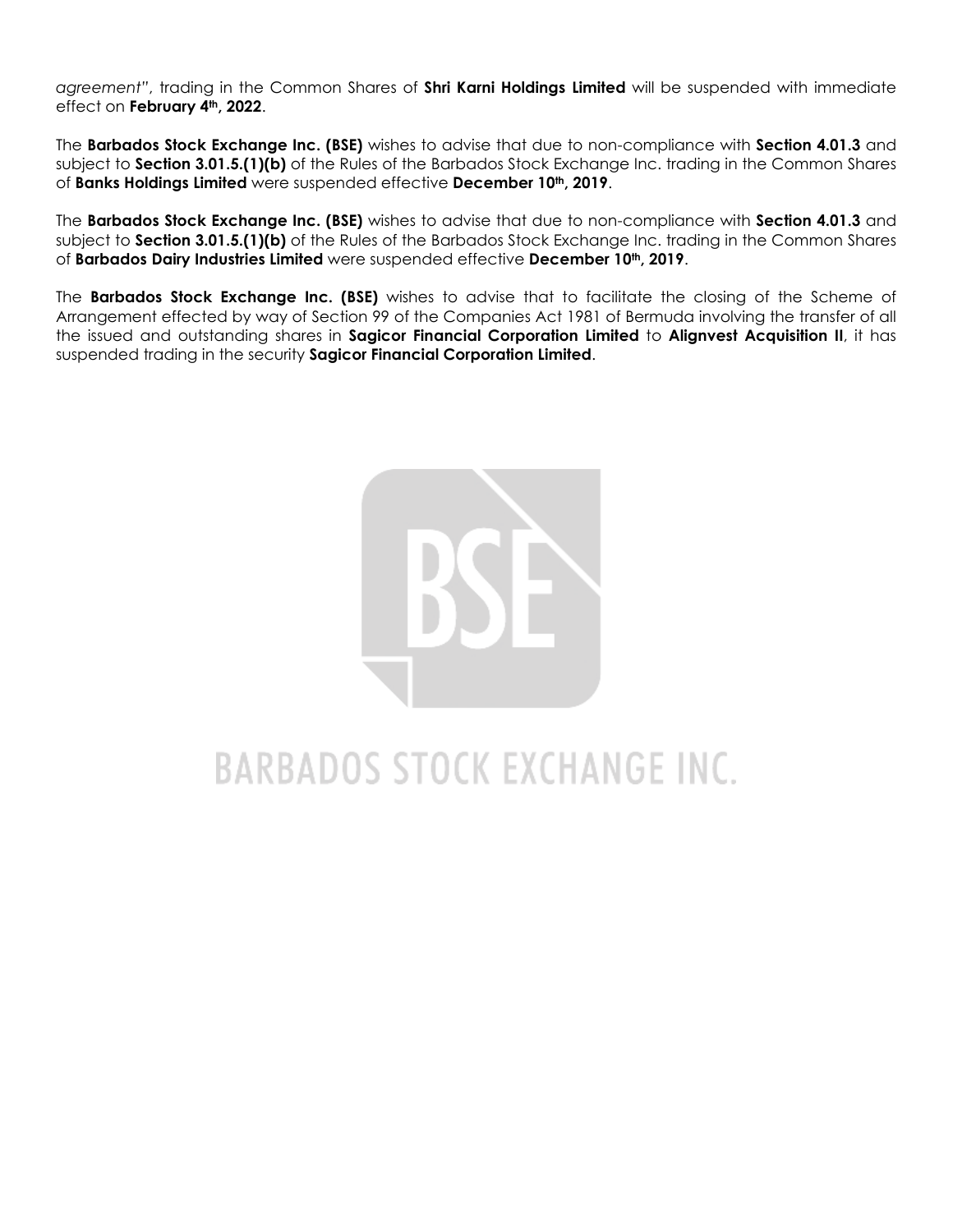*agreement"*, trading in the Common Shares of **Shri Karni Holdings Limited** will be suspended with immediate effect on **February 4th, 2022**.

The **Barbados Stock Exchange Inc. (BSE)** wishes to advise that due to non-compliance with **Section 4.01.3** and subject to **Section 3.01.5.(1)(b)** of the Rules of the Barbados Stock Exchange Inc. trading in the Common Shares of **Banks Holdings Limited** were suspended effective **December 10th, 2019**.

The **Barbados Stock Exchange Inc. (BSE)** wishes to advise that due to non-compliance with **Section 4.01.3** and subject to **Section 3.01.5.(1)(b)** of the Rules of the Barbados Stock Exchange Inc. trading in the Common Shares of **Barbados Dairy Industries Limited** were suspended effective **December 10th, 2019**.

The **Barbados Stock Exchange Inc. (BSE)** wishes to advise that to facilitate the closing of the Scheme of Arrangement effected by way of Section 99 of the Companies Act 1981 of Bermuda involving the transfer of all the issued and outstanding shares in **Sagicor Financial Corporation Limited** to **Alignvest Acquisition II**, it has suspended trading in the security **Sagicor Financial Corporation Limited**.

BARBADOS STOCK EXCHANGE INC.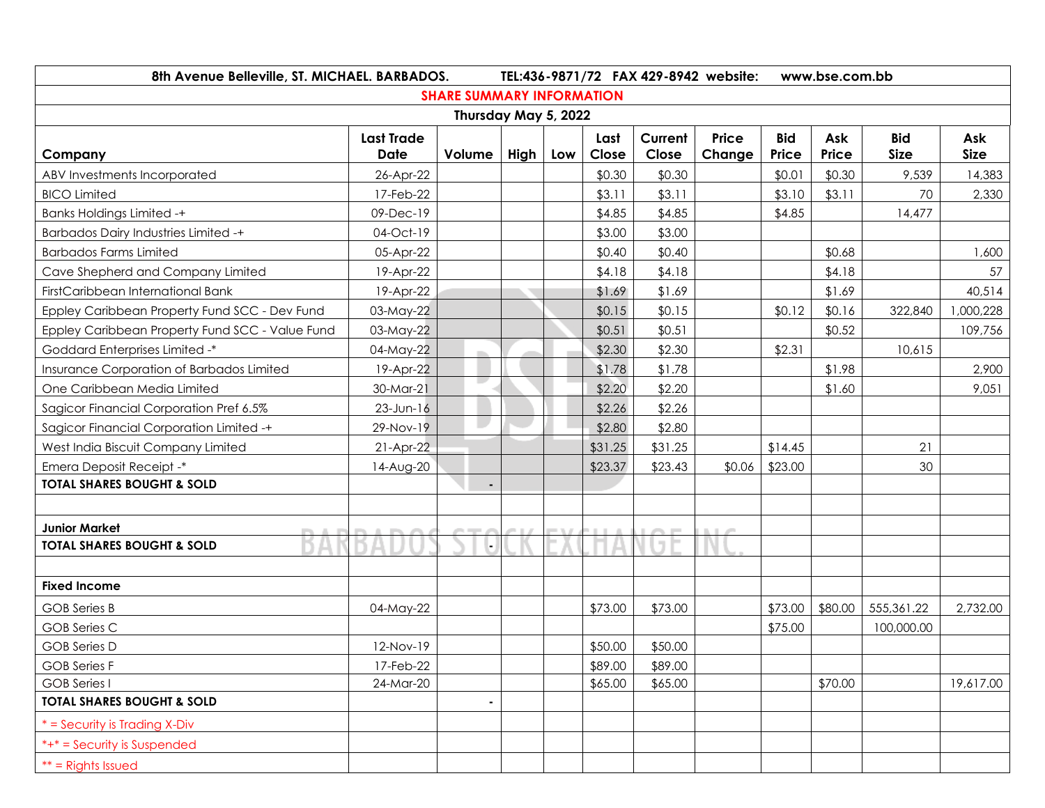8th Avenue Belleville, ST. MICHAEL. BARBADOS. TEL:436-9871/72 FAX 429-8942 website: www.bse.com.bb

## SHARE SUMMARY INFORMATION

### Thursday May 5, 2022

| Company | Last Trade Date | Volume | High | Low | Last Close | Current Close | Price Change | Bid Price | Ask Price | Bid Size | Ask Size |
|---|---|---|---|---|---|---|---|---|---|---|---|
| ABV Investments Incorporated | 26-Apr-22 | | | | $0.30 | $0.30 | | $0.01 | $0.30 | 9,539 | 14,383 |
| BICO Limited | 17-Feb-22 | | | | $3.11 | $3.11 | | $3.10 | $3.11 | 70 | 2,330 |
| Banks Holdings Limited -+ | 09-Dec-19 | | | | $4.85 | $4.85 | | $4.85 | | 14,477 | |
| Barbados Dairy Industries Limited -+ | 04-Oct-19 | | | | $3.00 | $3.00 | | | | | |
| Barbados Farms Limited | 05-Apr-22 | | | | $0.40 | $0.40 | | | $0.68 | | 1,600 |
| Cave Shepherd and Company Limited | 19-Apr-22 | | | | $4.18 | $4.18 | | | $4.18 | | 57 |
| FirstCaribbean International Bank | 19-Apr-22 | | | | $1.69 | $1.69 | | | $1.69 | | 40,514 |
| Eppley Caribbean Property Fund SCC - Dev Fund | 03-May-22 | | | | $0.15 | $0.15 | | $0.12 | $0.16 | 322,840 | 1,000,228 |
| Eppley Caribbean Property Fund SCC - Value Fund | 03-May-22 | | | | $0.51 | $0.51 | | | $0.52 | | 109,756 |
| Goddard Enterprises Limited -* | 04-May-22 | | | | $2.30 | $2.30 | | $2.31 | | 10,615 | |
| Insurance Corporation of Barbados Limited | 19-Apr-22 | | | | $1.78 | $1.78 | | | $1.98 | | 2,900 |
| One Caribbean Media Limited | 30-Mar-21 | | | | $2.20 | $2.20 | | | $1.60 | | 9,051 |
| Sagicor Financial Corporation Pref 6.5% | 23-Jun-16 | | | | $2.26 | $2.26 | | | | | |
| Sagicor Financial Corporation Limited -+ | 29-Nov-19 | | | | $2.80 | $2.80 | | | | | |
| West India Biscuit Company Limited | 21-Apr-22 | | | | $31.25 | $31.25 | | $14.45 | | 21 | |
| Emera Deposit Receipt -* | 14-Aug-20 | | | | $23.37 | $23.43 | $0.06 | $23.00 | | 30 | |
| **TOTAL SHARES BOUGHT & SOLD** | | - | | | | | | | | | |
| | | | | | | | | | | | |
| **Junior Market** | | | | | | | | | | | |
| **TOTAL SHARES BOUGHT & SOLD** | | - | | | | | | | | | |
| | | | | | | | | | | | |
| **Fixed Income** | | | | | | | | | | | |
| GOB Series B | 04-May-22 | | | | $73.00 | $73.00 | | $73.00 | $80.00 | 555,361.22 | 2,732.00 |
| GOB Series C | | | | | | | | $75.00 | | 100,000.00 | |
| GOB Series D | 12-Nov-19 | | | | $50.00 | $50.00 | | | | | |
| GOB Series F | 17-Feb-22 | | | | $89.00 | $89.00 | | | | | |
| GOB Series I | 24-Mar-20 | | | | $65.00 | $65.00 | | | $70.00 | | 19,617.00 |
| **TOTAL SHARES BOUGHT & SOLD** | | - | | | | | | | | | |
| * = Security is Trading X-Div | | | | | | | | | | | |
| *+* = Security is Suspended | | | | | | | | | | | |
| ** = Rights Issued | | | | | | | | | | | |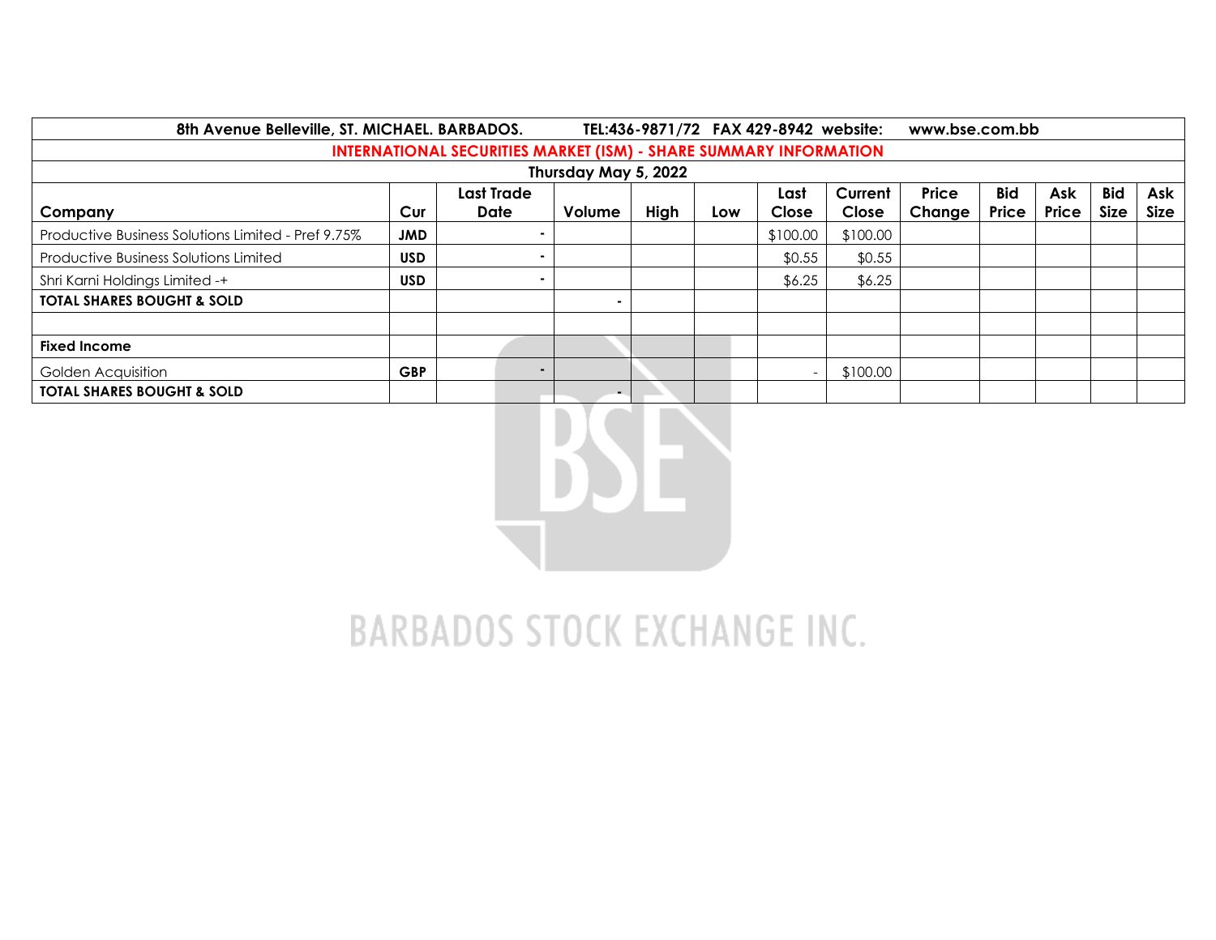| 8th Avenue Belleville, ST. MICHAEL. BARBADOS. TEL:436-9871/72 FAX 429-8942 website: www.bse.com.bb | | | | | | | | | | | | |
|---|---|---|---|---|---|---|---|---|---|---|---|---|
| **INTERNATIONAL SECURITIES MARKET (ISM) - SHARE SUMMARY INFORMATION** | | | | | | | | | | | | |
| **Thursday May 5, 2022** | | | | | | | | | | | | |
| **Company** | **Cur** | **Last Trade Date** | **Volume** | **High** | **Low** | **Last Close** | **Current Close** | **Price Change** | **Bid Price** | **Ask Price** | **Bid Size** | **Ask Size** |
| Productive Business Solutions Limited - Pref 9.75% | **JMD** | - | | | | $100.00 | $100.00 | | | | | |
| Productive Business Solutions Limited | **USD** | - | | | | $0.55 | $0.55 | | | | | |
| Shri Karni Holdings Limited -+ | **USD** | - | | | | $6.25 | $6.25 | | | | | |
| **TOTAL SHARES BOUGHT & SOLD** | | | - | | | | | | | | | |
| | | | | | | | | | | | | |
| **Fixed Income** | | | | | | | | | | | | |
| Golden Acquisition | **GBP** | - | | | | - | $100.00 | | | | | |
| **TOTAL SHARES BOUGHT & SOLD** | | | - | | | | | | | | | |

BARBADOS STOCK EXCHANGE INC.